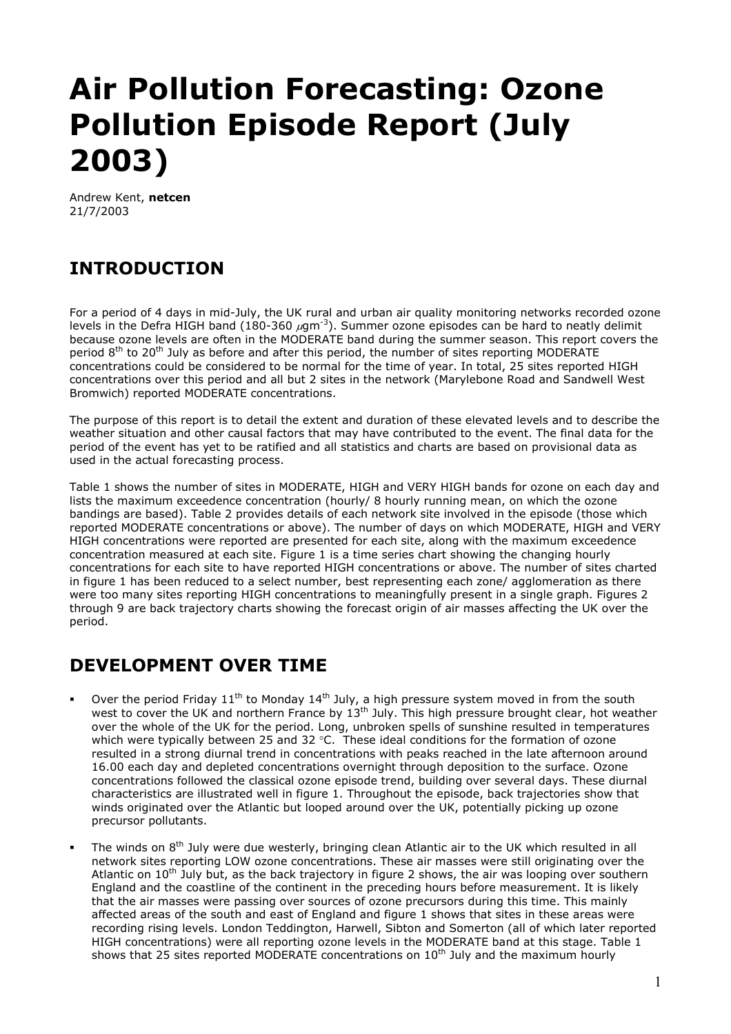# Air Pollution Forecasting: Ozone Pollution Episode Report (July 2003)

Andrew Kent, **netcen**
21/7/2003

## INTRODUCTION

For a period of 4 days in mid-July, the UK rural and urban air quality monitoring networks recorded ozone levels in the Defra HIGH band (180-360 $\mu gm^{-3}$). Summer ozone episodes can be hard to neatly delimit because ozone levels are often in the MODERATE band during the summer season. This report covers the period 8th to 20th July as before and after this period, the number of sites reporting MODERATE concentrations could be considered to be normal for the time of year. In total, 25 sites reported HIGH concentrations over this period and all but 2 sites in the network (Marylebone Road and Sandwell West Bromwich) reported MODERATE concentrations.

The purpose of this report is to detail the extent and duration of these elevated levels and to describe the weather situation and other causal factors that may have contributed to the event. The final data for the period of the event has yet to be ratified and all statistics and charts are based on provisional data as used in the actual forecasting process.

Table 1 shows the number of sites in MODERATE, HIGH and VERY HIGH bands for ozone on each day and lists the maximum exceedence concentration (hourly/ 8 hourly running mean, on which the ozone bandings are based). Table 2 provides details of each network site involved in the episode (those which reported MODERATE concentrations or above). The number of days on which MODERATE, HIGH and VERY HIGH concentrations were reported are presented for each site, along with the maximum exceedence concentration measured at each site. Figure 1 is a time series chart showing the changing hourly concentrations for each site to have reported HIGH concentrations or above. The number of sites charted in figure 1 has been reduced to a select number, best representing each zone/ agglomeration as there were too many sites reporting HIGH concentrations to meaningfully present in a single graph. Figures 2 through 9 are back trajectory charts showing the forecast origin of air masses affecting the UK over the period.

## DEVELOPMENT OVER TIME

- Over the period Friday 11th to Monday 14th July, a high pressure system moved in from the south west to cover the UK and northern France by 13th July. This high pressure brought clear, hot weather over the whole of the UK for the period. Long, unbroken spells of sunshine resulted in temperatures which were typically between 25 and 32 °C. These ideal conditions for the formation of ozone resulted in a strong diurnal trend in concentrations with peaks reached in the late afternoon around 16.00 each day and depleted concentrations overnight through deposition to the surface. Ozone concentrations followed the classical ozone episode trend, building over several days. These diurnal characteristics are illustrated well in figure 1. Throughout the episode, back trajectories show that winds originated over the Atlantic but looped around over the UK, potentially picking up ozone precursor pollutants.
- The winds on 8th July were due westerly, bringing clean Atlantic air to the UK which resulted in all network sites reporting LOW ozone concentrations. These air masses were still originating over the Atlantic on 10th July but, as the back trajectory in figure 2 shows, the air was looping over southern England and the coastline of the continent in the preceding hours before measurement. It is likely that the air masses were passing over sources of ozone precursors during this time. This mainly affected areas of the south and east of England and figure 1 shows that sites in these areas were recording rising levels. London Teddington, Harwell, Sibton and Somerton (all of which later reported HIGH concentrations) were all reporting ozone levels in the MODERATE band at this stage. Table 1 shows that 25 sites reported MODERATE concentrations on 10th July and the maximum hourly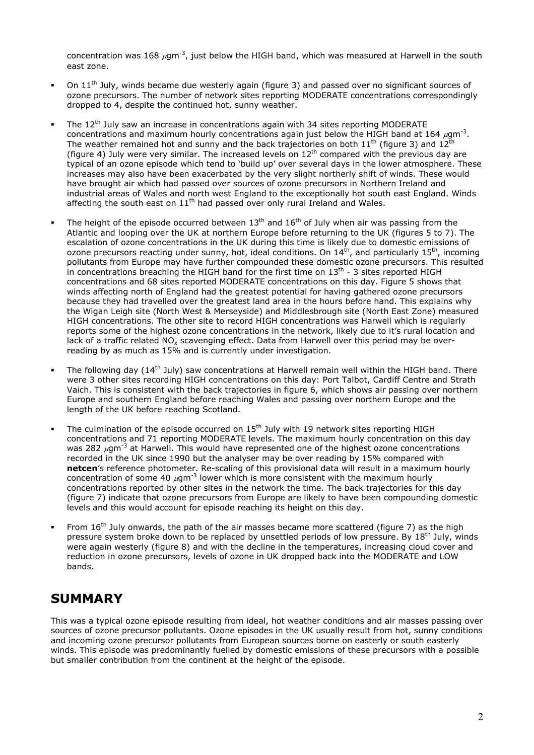concentration was 168 $\mu gm^{-3}$, just below the HIGH band, which was measured at Harwell in the south east zone.

- On 11[th] July, winds became due westerly again (figure 3) and passed over no significant sources of ozone precursors. The number of network sites reporting MODERATE concentrations correspondingly dropped to 4, despite the continued hot, sunny weather.

- The 12[th] July saw an increase in concentrations again with 34 sites reporting MODERATE concentrations and maximum hourly concentrations again just below the HIGH band at 164 $\mu gm^{-3}$. The weather remained hot and sunny and the back trajectories on both 11[th] (figure 3) and 12[th] (figure 4) July were very similar. The increased levels on 12[th] compared with the previous day are typical of an ozone episode which tend to 'build up' over several days in the lower atmosphere. These increases may also have been exacerbated by the very slight northerly shift of winds. These would have brought air which had passed over sources of ozone precursors in Northern Ireland and industrial areas of Wales and north west England to the exceptionally hot south east England. Winds affecting the south east on 11[th] had passed over only rural Ireland and Wales.

- The height of the episode occurred between 13[th] and 16[th] of July when air was passing from the Atlantic and looping over the UK at northern Europe before returning to the UK (figures 5 to 7). The escalation of ozone concentrations in the UK during this time is likely due to domestic emissions of ozone precursors reacting under sunny, hot, ideal conditions. On 14[th], and particularly 15[th], incoming pollutants from Europe may have further compounded these domestic ozone precursors. This resulted in concentrations breaching the HIGH band for the first time on 13[th] - 3 sites reported HIGH concentrations and 68 sites reported MODERATE concentrations on this day. Figure 5 shows that winds affecting north of England had the greatest potential for having gathered ozone precursors because they had travelled over the greatest land area in the hours before hand. This explains why the Wigan Leigh site (North West & Merseyside) and Middlesbrough site (North East Zone) measured HIGH concentrations. The other site to record HIGH concentrations was Harwell which is regularly reports some of the highest ozone concentrations in the network, likely due to it's rural location and lack of a traffic related $NO_x$ scavenging effect. Data from Harwell over this period may be over-reading by as much as 15% and is currently under investigation.

- The following day (14[th] July) saw concentrations at Harwell remain well within the HIGH band. There were 3 other sites recording HIGH concentrations on this day: Port Talbot, Cardiff Centre and Strath Vaich. This is consistent with the back trajectories in figure 6, which shows air passing over northern Europe and southern England before reaching Wales and passing over northern Europe and the length of the UK before reaching Scotland.

- The culmination of the episode occurred on 15[th] July with 19 network sites reporting HIGH concentrations and 71 reporting MODERATE levels. The maximum hourly concentration on this day was 282 $\mu gm^{-3}$ at Harwell. This would have represented one of the highest ozone concentrations recorded in the UK since 1990 but the analyser may be over reading by 15% compared with **netcen**'s reference photometer. Re-scaling of this provisional data will result in a maximum hourly concentration of some 40 $\mu gm^{-3}$ lower which is more consistent with the maximum hourly concentrations reported by other sites in the network the time. The back trajectories for this day (figure 7) indicate that ozone precursors from Europe are likely to have been compounding domestic levels and this would account for episode reaching its height on this day.

- From 16[th] July onwards, the path of the air masses became more scattered (figure 7) as the high pressure system broke down to be replaced by unsettled periods of low pressure. By 18[th] July, winds were again westerly (figure 8) and with the decline in the temperatures, increasing cloud cover and reduction in ozone precursors, levels of ozone in UK dropped back into the MODERATE and LOW bands.

## SUMMARY

This was a typical ozone episode resulting from ideal, hot weather conditions and air masses passing over sources of ozone precursor pollutants. Ozone episodes in the UK usually result from hot, sunny conditions and incoming ozone precursor pollutants from European sources borne on easterly or south easterly winds. This episode was predominantly fuelled by domestic emissions of these precursors with a possible but smaller contribution from the continent at the height of the episode.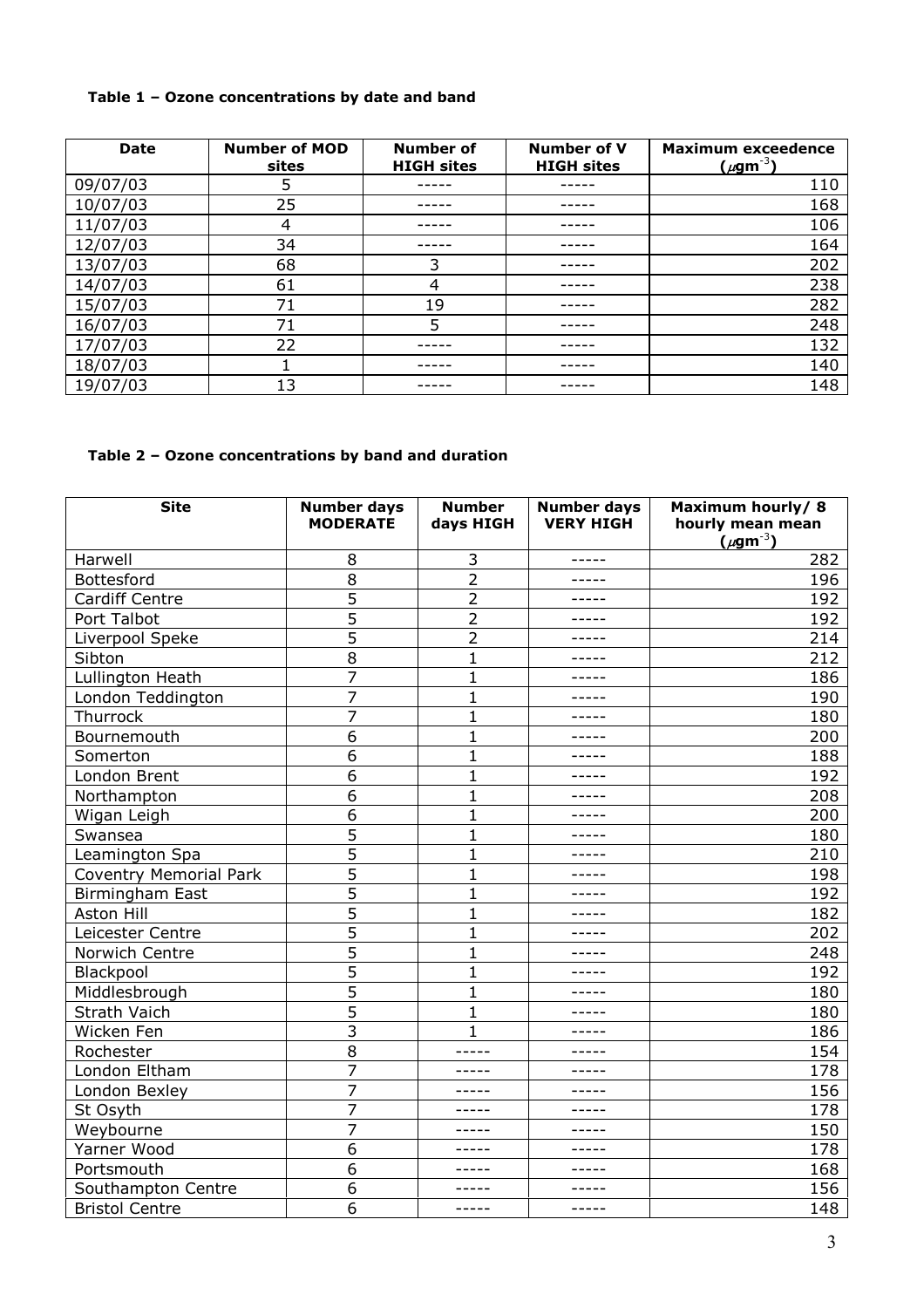**Table 1 – Ozone concentrations by date and band**

| Date | Number of MOD sites | Number of HIGH sites | Number of V HIGH sites | Maximum exceedence ($\mu gm^{-3}$) |
|---|---|---|---|---|
| 09/07/03 | 5 | ----- | ----- | 110 |
| 10/07/03 | 25 | ----- | ----- | 168 |
| 11/07/03 | 4 | ----- | ----- | 106 |
| 12/07/03 | 34 | ----- | ----- | 164 |
| 13/07/03 | 68 | 3 | ----- | 202 |
| 14/07/03 | 61 | 4 | ----- | 238 |
| 15/07/03 | 71 | 19 | ----- | 282 |
| 16/07/03 | 71 | 5 | ----- | 248 |
| 17/07/03 | 22 | ----- | ----- | 132 |
| 18/07/03 | 1 | ----- | ----- | 140 |
| 19/07/03 | 13 | ----- | ----- | 148 |

**Table 2 – Ozone concentrations by band and duration**

| Site | Number days MODERATE | Number days HIGH | Number days VERY HIGH | Maximum hourly/ 8 hourly mean mean ($\mu gm^{-3}$) |
|---|---|---|---|---|
| Harwell | 8 | 3 | ----- | 282 |
| Bottesford | 8 | 2 | ----- | 196 |
| Cardiff Centre | 5 | 2 | ----- | 192 |
| Port Talbot | 5 | 2 | ----- | 192 |
| Liverpool Speke | 5 | 2 | ----- | 214 |
| Sibton | 8 | 1 | ----- | 212 |
| Lullington Heath | 7 | 1 | ----- | 186 |
| London Teddington | 7 | 1 | ----- | 190 |
| Thurrock | 7 | 1 | ----- | 180 |
| Bournemouth | 6 | 1 | ----- | 200 |
| Somerton | 6 | 1 | ----- | 188 |
| London Brent | 6 | 1 | ----- | 192 |
| Northampton | 6 | 1 | ----- | 208 |
| Wigan Leigh | 6 | 1 | ----- | 200 |
| Swansea | 5 | 1 | ----- | 180 |
| Leamington Spa | 5 | 1 | ----- | 210 |
| Coventry Memorial Park | 5 | 1 | ----- | 198 |
| Birmingham East | 5 | 1 | ----- | 192 |
| Aston Hill | 5 | 1 | ----- | 182 |
| Leicester Centre | 5 | 1 | ----- | 202 |
| Norwich Centre | 5 | 1 | ----- | 248 |
| Blackpool | 5 | 1 | ----- | 192 |
| Middlesbrough | 5 | 1 | ----- | 180 |
| Strath Vaich | 5 | 1 | ----- | 180 |
| Wicken Fen | 3 | 1 | ----- | 186 |
| Rochester | 8 | ----- | ----- | 154 |
| London Eltham | 7 | ----- | ----- | 178 |
| London Bexley | 7 | ----- | ----- | 156 |
| St Osyth | 7 | ----- | ----- | 178 |
| Weybourne | 7 | ----- | ----- | 150 |
| Yarner Wood | 6 | ----- | ----- | 178 |
| Portsmouth | 6 | ----- | ----- | 168 |
| Southampton Centre | 6 | ----- | ----- | 156 |
| Bristol Centre | 6 | ----- | ----- | 148 |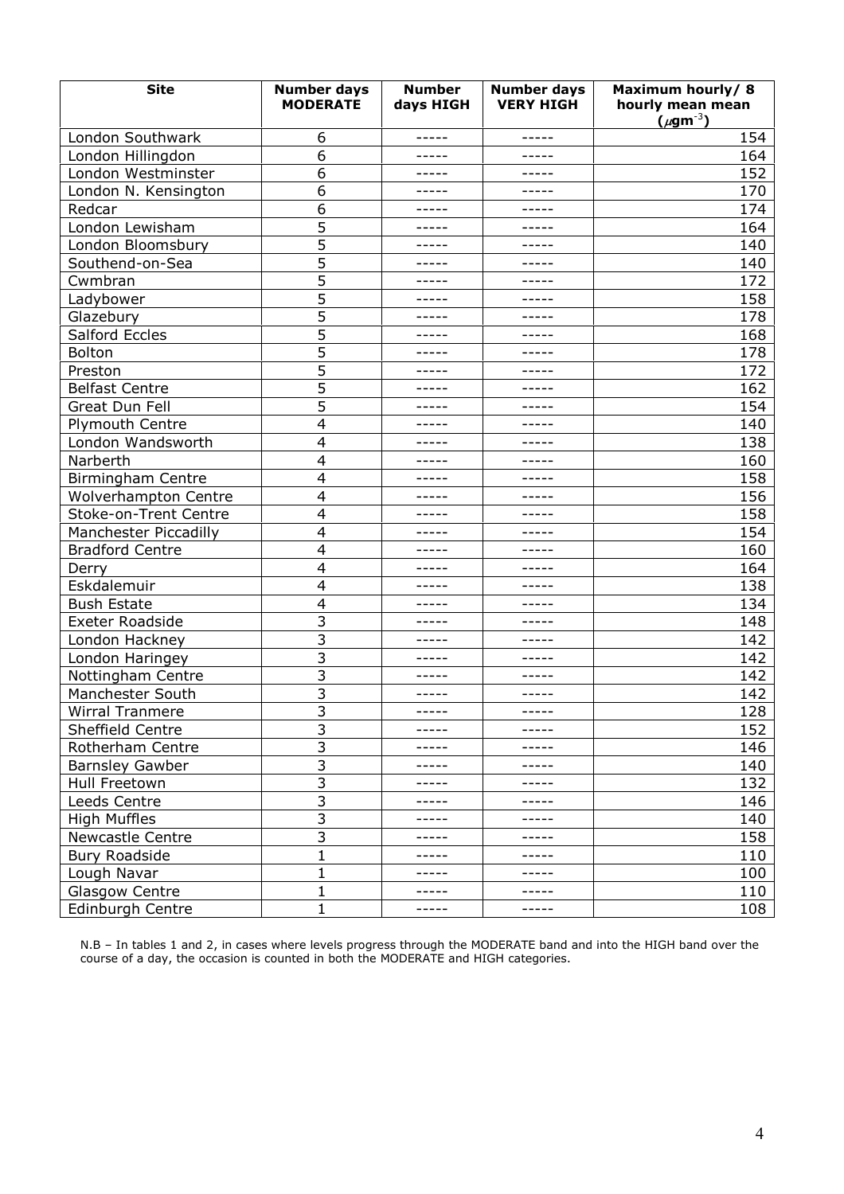| Site | Number days MODERATE | Number days HIGH | Number days VERY HIGH | Maximum hourly/ 8 hourly mean mean ($\mu gm^{-3}$) |
|---|---|---|---|---|
| London Southwark | 6 | ----- | ----- | 154 |
| London Hillingdon | 6 | ----- | ----- | 164 |
| London Westminster | 6 | ----- | ----- | 152 |
| London N. Kensington | 6 | ----- | ----- | 170 |
| Redcar | 6 | ----- | ----- | 174 |
| London Lewisham | 5 | ----- | ----- | 164 |
| London Bloomsbury | 5 | ----- | ----- | 140 |
| Southend-on-Sea | 5 | ----- | ----- | 140 |
| Cwmbran | 5 | ----- | ----- | 172 |
| Ladybower | 5 | ----- | ----- | 158 |
| Glazebury | 5 | ----- | ----- | 178 |
| Salford Eccles | 5 | ----- | ----- | 168 |
| Bolton | 5 | ----- | ----- | 178 |
| Preston | 5 | ----- | ----- | 172 |
| Belfast Centre | 5 | ----- | ----- | 162 |
| Great Dun Fell | 5 | ----- | ----- | 154 |
| Plymouth Centre | 4 | ----- | ----- | 140 |
| London Wandsworth | 4 | ----- | ----- | 138 |
| Narberth | 4 | ----- | ----- | 160 |
| Birmingham Centre | 4 | ----- | ----- | 158 |
| Wolverhampton Centre | 4 | ----- | ----- | 156 |
| Stoke-on-Trent Centre | 4 | ----- | ----- | 158 |
| Manchester Piccadilly | 4 | ----- | ----- | 154 |
| Bradford Centre | 4 | ----- | ----- | 160 |
| Derry | 4 | ----- | ----- | 164 |
| Eskdalemuir | 4 | ----- | ----- | 138 |
| Bush Estate | 4 | ----- | ----- | 134 |
| Exeter Roadside | 3 | ----- | ----- | 148 |
| London Hackney | 3 | ----- | ----- | 142 |
| London Haringey | 3 | ----- | ----- | 142 |
| Nottingham Centre | 3 | ----- | ----- | 142 |
| Manchester South | 3 | ----- | ----- | 142 |
| Wirral Tranmere | 3 | ----- | ----- | 128 |
| Sheffield Centre | 3 | ----- | ----- | 152 |
| Rotherham Centre | 3 | ----- | ----- | 146 |
| Barnsley Gawber | 3 | ----- | ----- | 140 |
| Hull Freetown | 3 | ----- | ----- | 132 |
| Leeds Centre | 3 | ----- | ----- | 146 |
| High Muffles | 3 | ----- | ----- | 140 |
| Newcastle Centre | 3 | ----- | ----- | 158 |
| Bury Roadside | 1 | ----- | ----- | 110 |
| Lough Navar | 1 | ----- | ----- | 100 |
| Glasgow Centre | 1 | ----- | ----- | 110 |
| Edinburgh Centre | 1 | ----- | ----- | 108 |

N.B – In tables 1 and 2, in cases where levels progress through the MODERATE band and into the HIGH band over the course of a day, the occasion is counted in both the MODERATE and HIGH categories.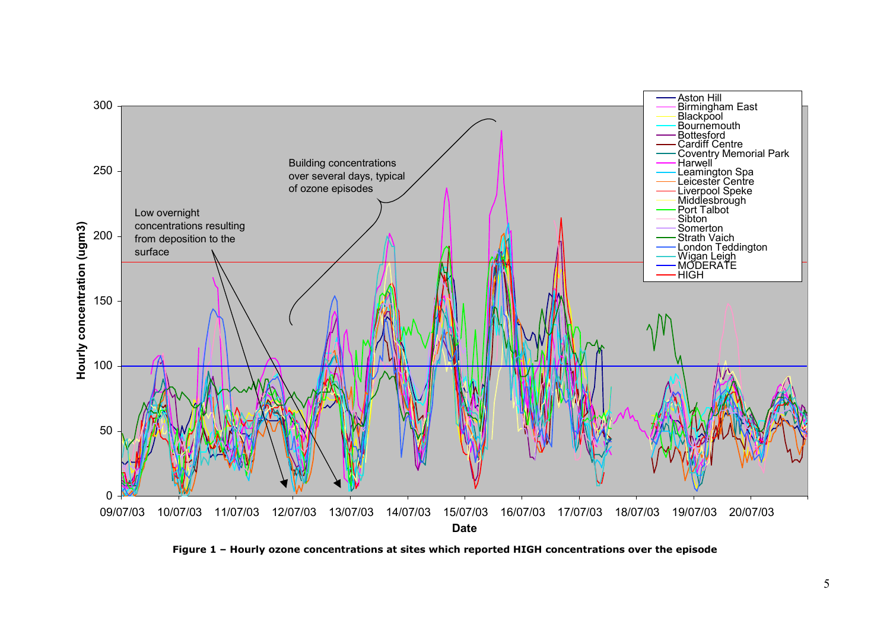**Figure 1 – Hourly ozone concentrations at sites which reported HIGH concentrations over the episode**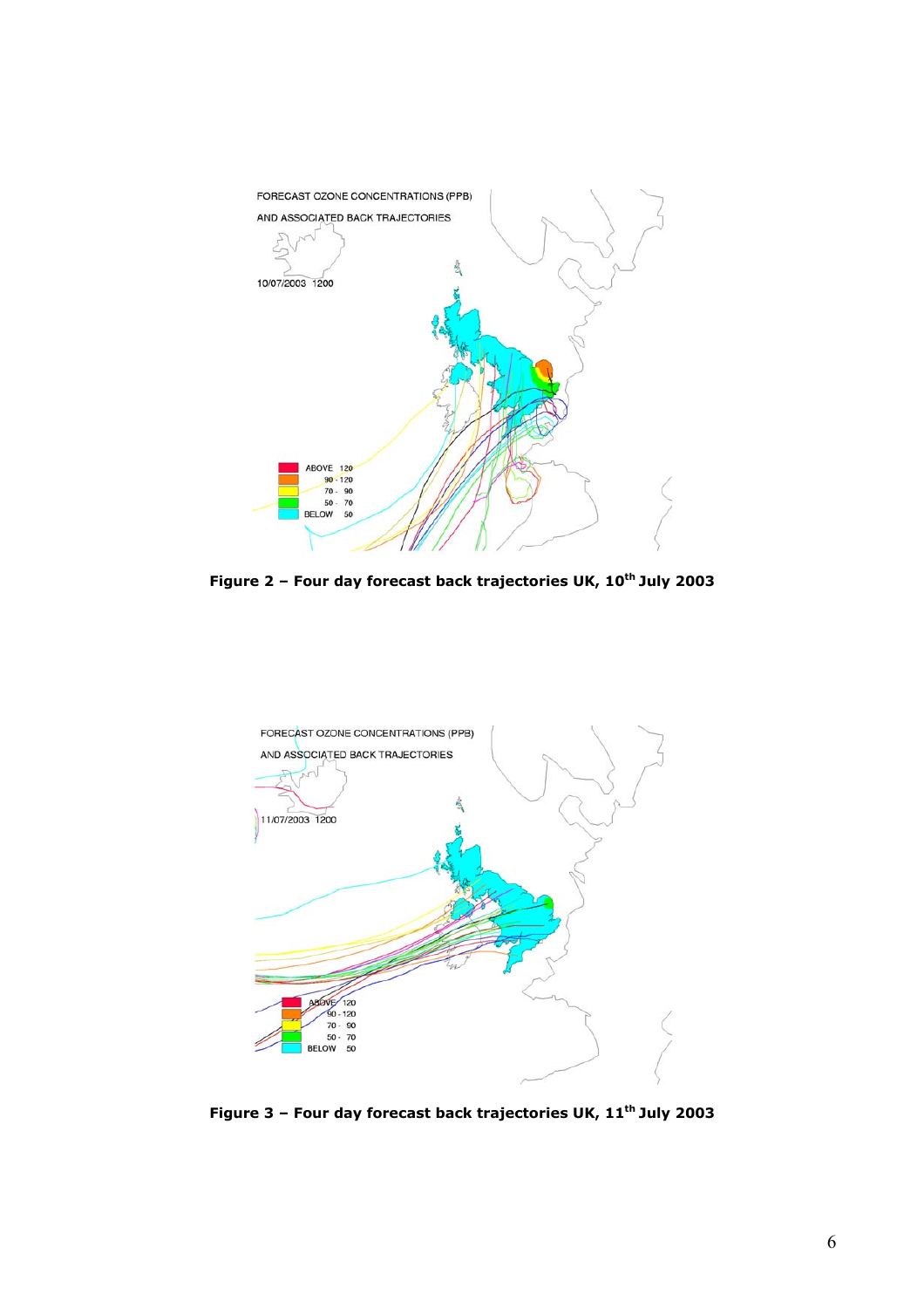**Figure 2 – Four day forecast back trajectories UK, 10th July 2003**

**Figure 3 – Four day forecast back trajectories UK, 11th July 2003**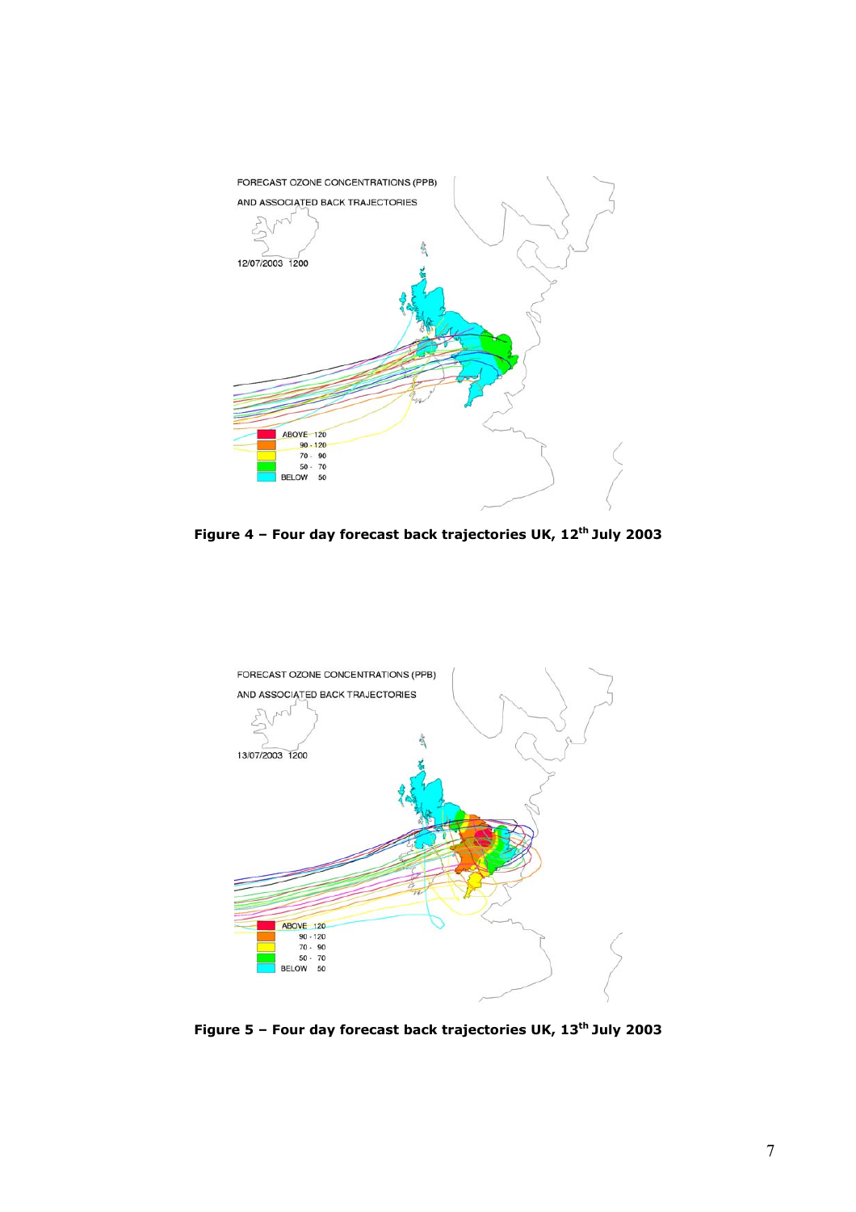FORECAST OZONE CONCENTRATIONS (PPB)

AND ASSOCIATED BACK TRAJECTORIES

12/07/2003 1200

| | |
|---|---|
| ABOVE | 120 |
| | 90 - 120 |
| | 70 - 90 |
| | 50 - 70 |
| BELOW | 50 |

**Figure 4 – Four day forecast back trajectories UK, 12th July 2003**

FORECAST OZONE CONCENTRATIONS (PPB)

AND ASSOCIATED BACK TRAJECTORIES

13/07/2003 1200

| | |
|---|---|
| ABOVE | 120 |
| | 90 - 120 |
| | 70 - 90 |
| | 50 - 70 |
| BELOW | 50 |

**Figure 5 – Four day forecast back trajectories UK, 13th July 2003**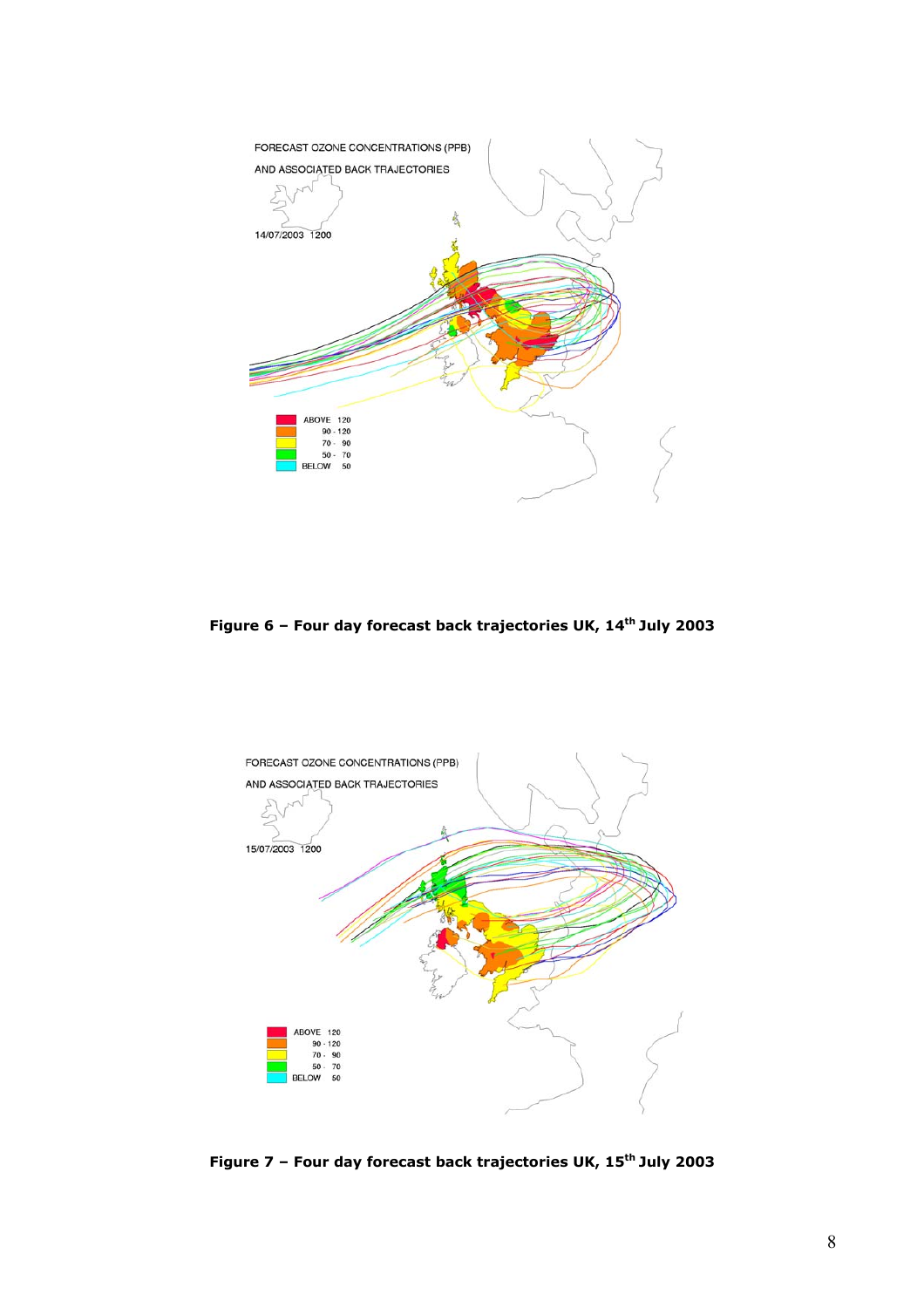**Figure 6 – Four day forecast back trajectories UK, 14th July 2003**

**Figure 7 – Four day forecast back trajectories UK, 15th July 2003**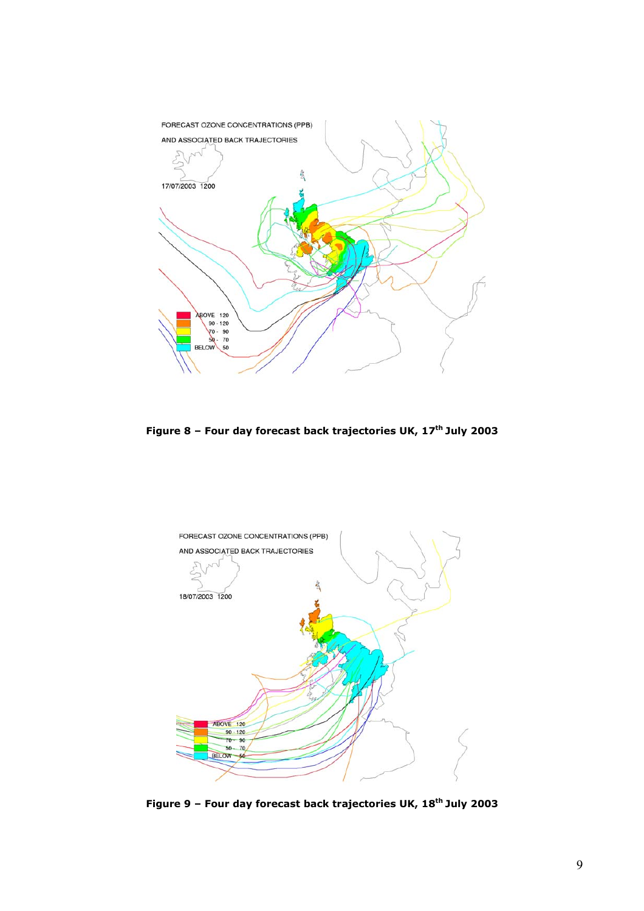FORECAST OZONE CONCENTRATIONS (PPB)
AND ASSOCIATED BACK TRAJECTORIES
17/07/2003 1200

ABOVE 120
90 - 120
70 - 90
50 - 70
BELOW 50

**Figure 8 – Four day forecast back trajectories UK, 17th July 2003**

FORECAST OZONE CONCENTRATIONS (PPB)
AND ASSOCIATED BACK TRAJECTORIES
18/07/2003 1200

ABOVE 120
90 - 120
70 - 90
50 - 70
BELOW 50

**Figure 9 – Four day forecast back trajectories UK, 18th July 2003**